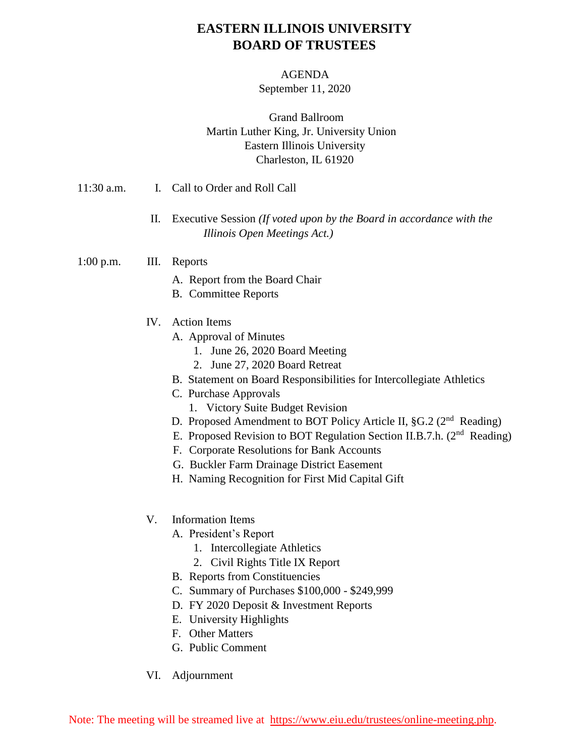# EASTERN ILLINOIS UNIVERSITY
# BOARD OF TRUSTEES

AGENDA
September 11, 2020

Grand Ballroom
Martin Luther King, Jr. University Union
Eastern Illinois University
Charleston, IL 61920

11:30 a.m. I. Call to Order and Roll Call

II. Executive Session *(If voted upon by the Board in accordance with the Illinois Open Meetings Act.)*

1:00 p.m. III. Reports
- A. Report from the Board Chair
- B. Committee Reports

IV. Action Items
- A. Approval of Minutes
  1. June 26, 2020 Board Meeting
  2. June 27, 2020 Board Retreat
- B. Statement on Board Responsibilities for Intercollegiate Athletics
- C. Purchase Approvals
  1. Victory Suite Budget Revision
- D. Proposed Amendment to BOT Policy Article II, §G.2 (2nd Reading)
- E. Proposed Revision to BOT Regulation Section II.B.7.h. (2nd Reading)
- F. Corporate Resolutions for Bank Accounts
- G. Buckler Farm Drainage District Easement
- H. Naming Recognition for First Mid Capital Gift

V. Information Items
- A. President's Report
  1. Intercollegiate Athletics
  2. Civil Rights Title IX Report
- B. Reports from Constituencies
- C. Summary of Purchases $100,000 - $249,999
- D. FY 2020 Deposit & Investment Reports
- E. University Highlights
- F. Other Matters
- G. Public Comment

VI. Adjournment

Note: The meeting will be streamed live at https://www.eiu.edu/trustees/online-meeting.php.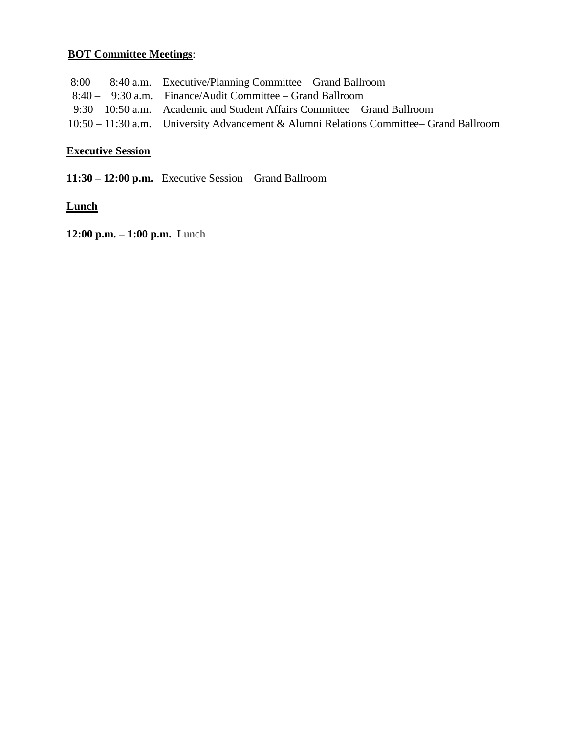**BOT Committee Meetings**:

8:00 – 8:40 a.m. Executive/Planning Committee – Grand Ballroom
8:40 – 9:30 a.m. Finance/Audit Committee – Grand Ballroom
9:30 – 10:50 a.m. Academic and Student Affairs Committee – Grand Ballroom
10:50 – 11:30 a.m. University Advancement & Alumni Relations Committee– Grand Ballroom

**Executive Session**

**11:30 – 12:00 p.m.** Executive Session – Grand Ballroom

**Lunch**

**12:00 p.m. – 1:00 p.m.** Lunch